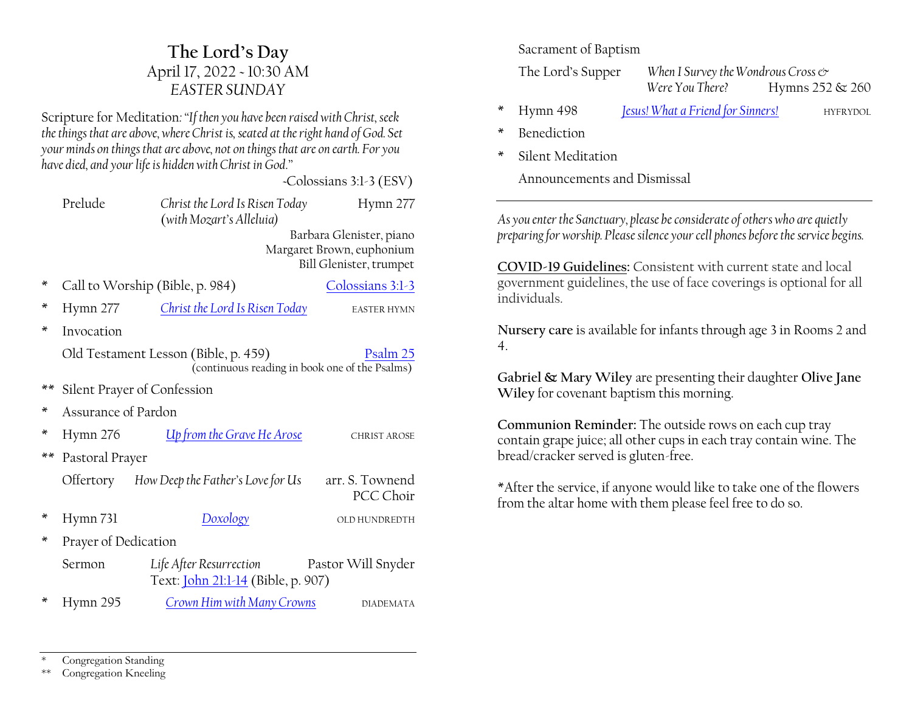# The Lord's Day

April 17, 2022 ~ 10:30 AM

*EASTER SUNDAY*

Scripture for Meditation: *"If then you have been raised with Christ, seek the things that are above, where Christ is, seated at the right hand of God. Set your minds on things that are above, not on things that are on earth. For you have died, and your life is hidden with Christ in God."*

~Colossians 3:1-3 (ESV)

Prelude — *Christ the Lord Is Risen Today (with Mozart's Alleluia)* — Hymn 277
Barbara Glenister, piano
Margaret Brown, euphonium
Bill Glenister, trumpet

\* Call to Worship (Bible, p. 984) — Colossians 3:1-3

\* Hymn 277 — *Christ the Lord Is Risen Today* — EASTER HYMN

\* Invocation

Old Testament Lesson (Bible, p. 459) — Psalm 25
(continuous reading in book one of the Psalms)

\*\* Silent Prayer of Confession

\* Assurance of Pardon

\* Hymn 276 — *Up from the Grave He Arose* — CHRIST AROSE

\*\* Pastoral Prayer

Offertory — *How Deep the Father's Love for Us* — arr. S. Townend
PCC Choir

\* Hymn 731 — *Doxology* — OLD HUNDREDTH

\* Prayer of Dedication

Sermon — *Life After Resurrection* — Pastor Will Snyder
Text: John 21:1-14 (Bible, p. 907)

\* Hymn 295 — *Crown Him with Many Crowns* — DIADEMATA

Sacrament of Baptism

The Lord's Supper — *When I Survey the Wondrous Cross & Were You There?* — Hymns 252 & 260

\* Hymn 498 — *Jesus! What a Friend for Sinners!* — HYFRYDOL

\* Benediction

\* Silent Meditation

Announcements and Dismissal

\* Congregation Standing
\*\* Congregation Kneeling

---

*As you enter the Sanctuary, please be considerate of others who are quietly preparing for worship. Please silence your cell phones before the service begins.*

**COVID-19 Guidelines:** Consistent with current state and local government guidelines, the use of face coverings is optional for all individuals.

**Nursery care** is available for infants through age 3 in Rooms 2 and 4.

**Gabriel & Mary Wiley** are presenting their daughter **Olive Jane Wiley** for covenant baptism this morning.

**Communion Reminder:** The outside rows on each cup tray contain grape juice; all other cups in each tray contain wine. The bread/cracker served is gluten-free.

*After the service, if anyone would like to take one of the flowers from the altar home with them please feel free to do so.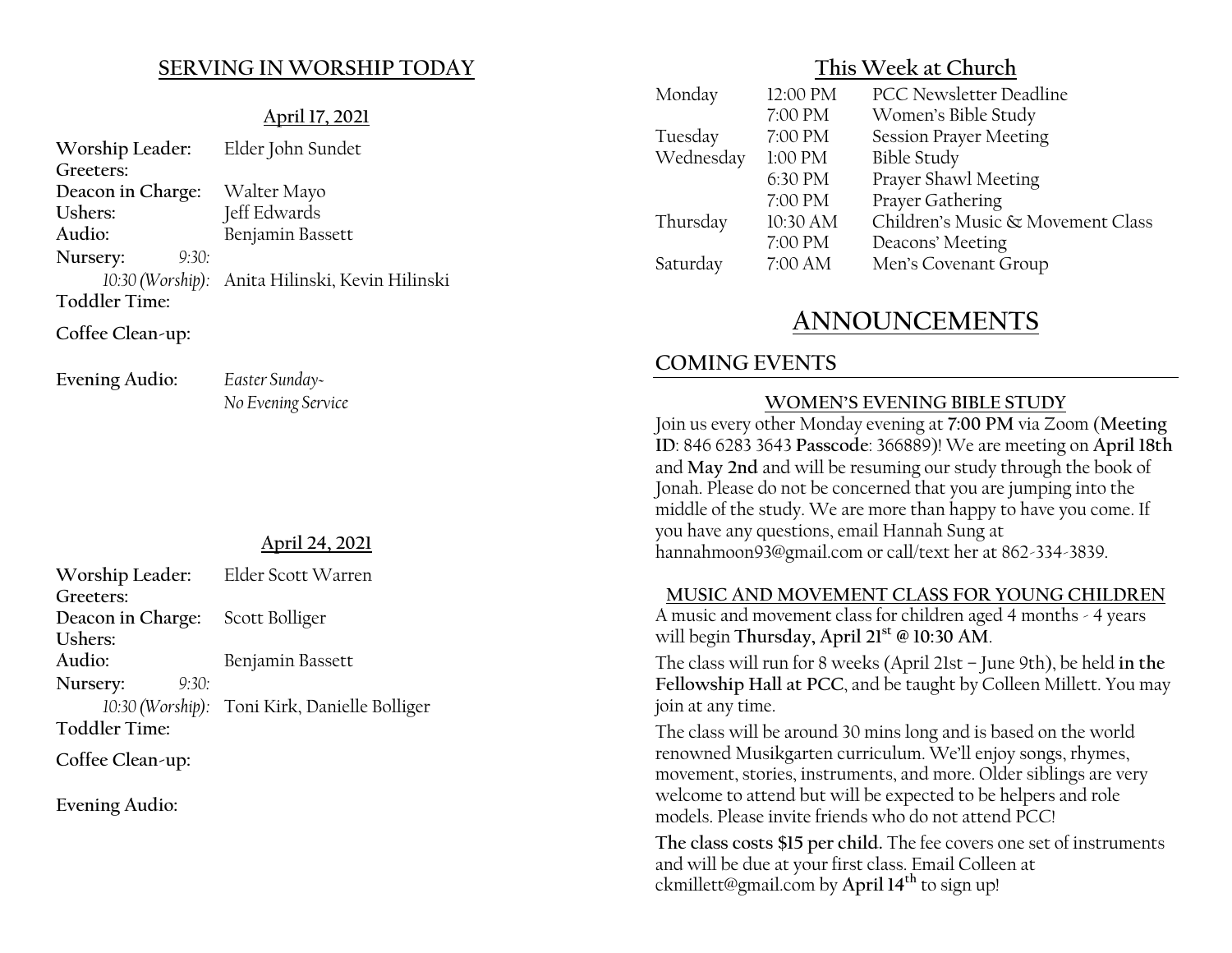## SERVING IN WORKSHIP TODAY

### April 17, 2021

| | |
|---|---|
| **Worship Leader:** | Elder John Sundet |
| **Greeters:** | |
| **Deacon in Charge:** | Walter Mayo |
| **Ushers:** | Jeff Edwards |
| **Audio:** | Benjamin Bassett |
| **Nursery:** *9:30:* | |
| *10:30 (Worship):* | Anita Hilinski, Kevin Hilinski |
| **Toddler Time:** | |
| **Coffee Clean-up:** | |
| **Evening Audio:** | *Easter Sunday- No Evening Service* |

### April 24, 2021

| | |
|---|---|
| **Worship Leader:** | Elder Scott Warren |
| **Greeters:** | |
| **Deacon in Charge:** | Scott Bolliger |
| **Ushers:** | |
| **Audio:** | Benjamin Bassett |
| **Nursery:** *9:30:* | |
| *10:30 (Worship):* | Toni Kirk, Danielle Bolliger |
| **Toddler Time:** | |
| **Coffee Clean-up:** | |
| **Evening Audio:** | |

## This Week at Church

| | | |
|---|---|---|
| Monday | 12:00 PM | PCC Newsletter Deadline |
| | 7:00 PM | Women's Bible Study |
| Tuesday | 7:00 PM | Session Prayer Meeting |
| Wednesday | 1:00 PM | Bible Study |
| | 6:30 PM | Prayer Shawl Meeting |
| | 7:00 PM | Prayer Gathering |
| Thursday | 10:30 AM | Children's Music & Movement Class |
| | 7:00 PM | Deacons' Meeting |
| Saturday | 7:00 AM | Men's Covenant Group |

# ANNOUNCEMENTS

## COMING EVENTS

### WOMEN'S EVENING BIBLE STUDY

Join us every other Monday evening at **7:00 PM** via Zoom (**Meeting ID**: 846 6283 3643 **Passcode**: 366889)! We are meeting on **April 18th** and **May 2nd** and will be resuming our study through the book of Jonah. Please do not be concerned that you are jumping into the middle of the study. We are more than happy to have you come. If you have any questions, email Hannah Sung at hannahmoon93@gmail.com or call/text her at 862-334-3839.

### MUSIC AND MOVEMENT CLASS FOR YOUNG CHILDREN

A music and movement class for children aged 4 months - 4 years will begin **Thursday, April 21st @ 10:30 AM**.

The class will run for 8 weeks (April 21st – June 9th), be held **in the Fellowship Hall at PCC**, and be taught by Colleen Millett. You may join at any time.

The class will be around 30 mins long and is based on the world renowned Musikgarten curriculum. We'll enjoy songs, rhymes, movement, stories, instruments, and more. Older siblings are very welcome to attend but will be expected to be helpers and role models. Please invite friends who do not attend PCC!

**The class costs $15 per child.** The fee covers one set of instruments and will be due at your first class. Email Colleen at ckmillett@gmail.com by **April 14th** to sign up!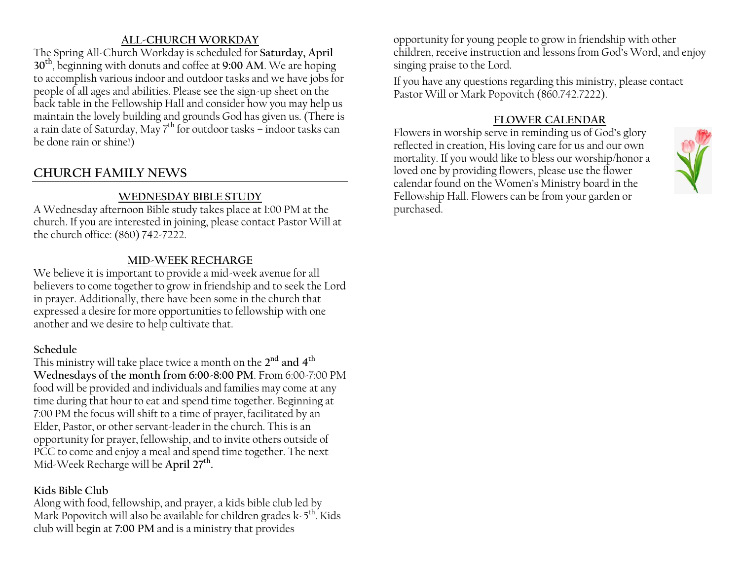### ALL-CHURCH WORKDAY

The Spring All-Church Workday is scheduled for **Saturday, April 30th**, beginning with donuts and coffee at **9:00 AM**. We are hoping to accomplish various indoor and outdoor tasks and we have jobs for people of all ages and abilities. Please see the sign-up sheet on the back table in the Fellowship Hall and consider how you may help us maintain the lovely building and grounds God has given us. (There is a rain date of Saturday, May 7th for outdoor tasks – indoor tasks can be done rain or shine!)

## CHURCH FAMILY NEWS

### WEDNESDAY BIBLE STUDY

A Wednesday afternoon Bible study takes place at 1:00 PM at the church. If you are interested in joining, please contact Pastor Will at the church office: (860) 742-7222.

### MID-WEEK RECHARGE

We believe it is important to provide a mid-week avenue for all believers to come together to grow in friendship and to seek the Lord in prayer. Additionally, there have been some in the church that expressed a desire for more opportunities to fellowship with one another and we desire to help cultivate that.

**Schedule**

This ministry will take place twice a month on the **2nd and 4th Wednesdays of the month from 6:00-8:00 PM**. From 6:00-7:00 PM food will be provided and individuals and families may come at any time during that hour to eat and spend time together. Beginning at 7:00 PM the focus will shift to a time of prayer, facilitated by an Elder, Pastor, or other servant-leader in the church. This is an opportunity for prayer, fellowship, and to invite others outside of PCC to come and enjoy a meal and spend time together. The next Mid-Week Recharge will be **April 27th.**

**Kids Bible Club**

Along with food, fellowship, and prayer, a kids bible club led by Mark Popovitch will also be available for children grades k-5th. Kids club will begin at **7:00 PM** and is a ministry that provides opportunity for young people to grow in friendship with other children, receive instruction and lessons from God's Word, and enjoy singing praise to the Lord.

If you have any questions regarding this ministry, please contact Pastor Will or Mark Popovitch (860.742.7222).

### FLOWER CALENDAR

Flowers in worship serve in reminding us of God's glory reflected in creation, His loving care for us and our own mortality. If you would like to bless our worship/honor a loved one by providing flowers, please use the flower calendar found on the Women's Ministry board in the Fellowship Hall. Flowers can be from your garden or purchased.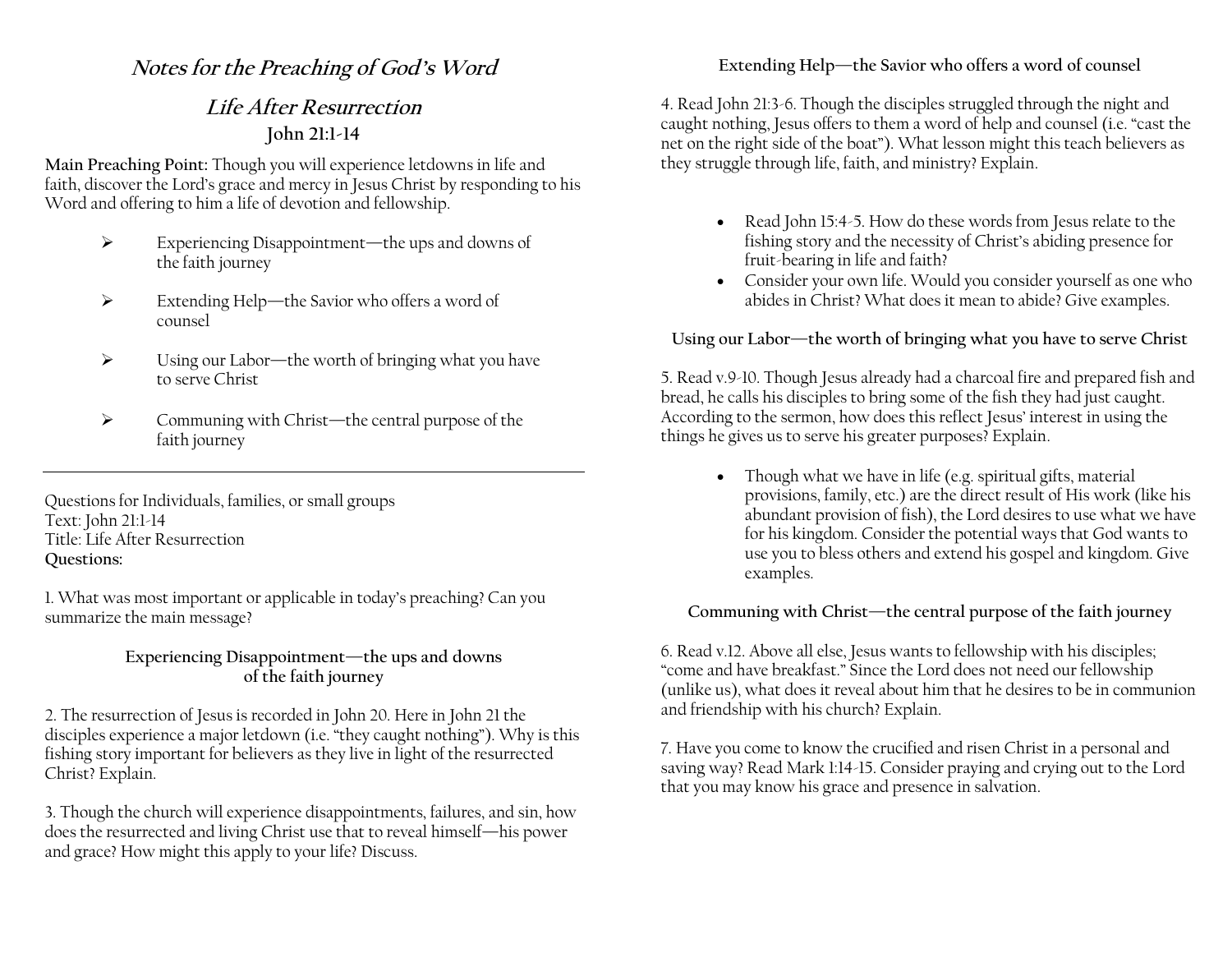## *Notes for the Preaching of God's Word*

### *Life After Resurrection*

**John 21:1-14**

**Main Preaching Point:** Though you will experience letdowns in life and faith, discover the Lord's grace and mercy in Jesus Christ by responding to his Word and offering to him a life of devotion and fellowship.

- Experiencing Disappointment—the ups and downs of the faith journey
- Extending Help—the Savior who offers a word of counsel
- Using our Labor—the worth of bringing what you have to serve Christ
- Communing with Christ—the central purpose of the faith journey

---

Questions for Individuals, families, or small groups
Text: John 21:1-14
Title: Life After Resurrection
**Questions:**

1. What was most important or applicable in today's preaching? Can you summarize the main message?

**Experiencing Disappointment—the ups and downs of the faith journey**

2. The resurrection of Jesus is recorded in John 20. Here in John 21 the disciples experience a major letdown (i.e. "they caught nothing"). Why is this fishing story important for believers as they live in light of the resurrected Christ? Explain.

3. Though the church will experience disappointments, failures, and sin, how does the resurrected and living Christ use that to reveal himself—his power and grace? How might this apply to your life? Discuss.

**Extending Help—the Savior who offers a word of counsel**

4. Read John 21:3-6. Though the disciples struggled through the night and caught nothing, Jesus offers to them a word of help and counsel (i.e. "cast the net on the right side of the boat"). What lesson might this teach believers as they struggle through life, faith, and ministry? Explain.

- Read John 15:4-5. How do these words from Jesus relate to the fishing story and the necessity of Christ's abiding presence for fruit-bearing in life and faith?
- Consider your own life. Would you consider yourself as one who abides in Christ? What does it mean to abide? Give examples.

**Using our Labor—the worth of bringing what you have to serve Christ**

5. Read v.9-10. Though Jesus already had a charcoal fire and prepared fish and bread, he calls his disciples to bring some of the fish they had just caught. According to the sermon, how does this reflect Jesus' interest in using the things he gives us to serve his greater purposes? Explain.

- Though what we have in life (e.g. spiritual gifts, material provisions, family, etc.) are the direct result of His work (like his abundant provision of fish), the Lord desires to use what we have for his kingdom. Consider the potential ways that God wants to use you to bless others and extend his gospel and kingdom. Give examples.

**Communing with Christ—the central purpose of the faith journey**

6. Read v.12. Above all else, Jesus wants to fellowship with his disciples; "come and have breakfast." Since the Lord does not need our fellowship (unlike us), what does it reveal about him that he desires to be in communion and friendship with his church? Explain.

7. Have you come to know the crucified and risen Christ in a personal and saving way? Read Mark 1:14-15. Consider praying and crying out to the Lord that you may know his grace and presence in salvation.